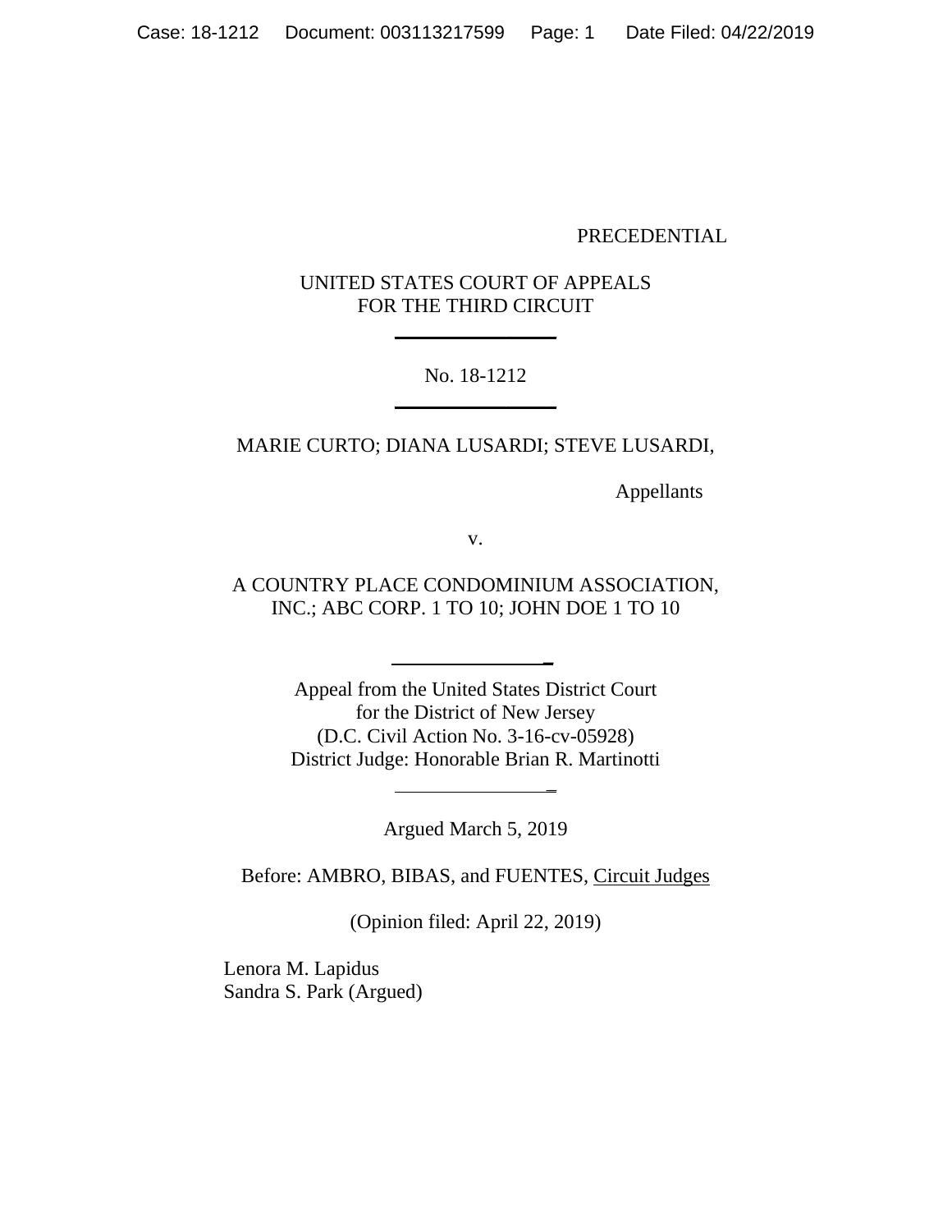PRECEDENTIAL

UNITED STATES COURT OF APPEALS
FOR THE THIRD CIRCUIT

---

No. 18-1212

---

MARIE CURTO; DIANA LUSARDI; STEVE LUSARDI,

Appellants

v.

A COUNTRY PLACE CONDOMINIUM ASSOCIATION, INC.; ABC CORP. 1 TO 10; JOHN DOE 1 TO 10

---

Appeal from the United States District Court
for the District of New Jersey
(D.C. Civil Action No. 3-16-cv-05928)
District Judge: Honorable Brian R. Martinotti

---

Argued March 5, 2019

Before: AMBRO, BIBAS, and FUENTES, Circuit Judges

(Opinion filed: April 22, 2019)

Lenora M. Lapidus
Sandra S. Park (Argued)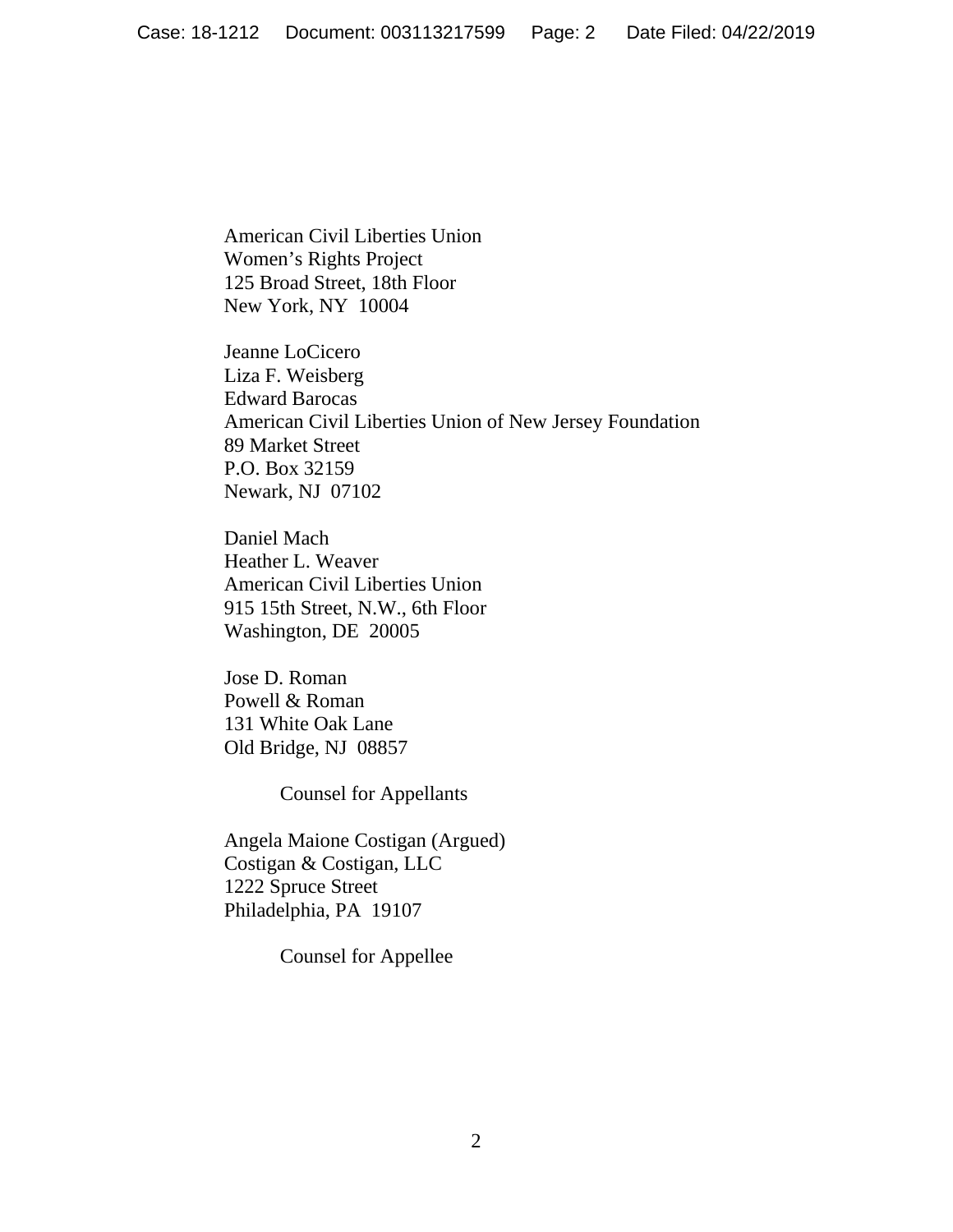American Civil Liberties Union
Women's Rights Project
125 Broad Street, 18th Floor
New York, NY 10004

Jeanne LoCicero
Liza F. Weisberg
Edward Barocas
American Civil Liberties Union of New Jersey Foundation
89 Market Street
P.O. Box 32159
Newark, NJ 07102

Daniel Mach
Heather L. Weaver
American Civil Liberties Union
915 15th Street, N.W., 6th Floor
Washington, DE 20005

Jose D. Roman
Powell & Roman
131 White Oak Lane
Old Bridge, NJ 08857

Counsel for Appellants

Angela Maione Costigan (Argued)
Costigan & Costigan, LLC
1222 Spruce Street
Philadelphia, PA 19107

Counsel for Appellee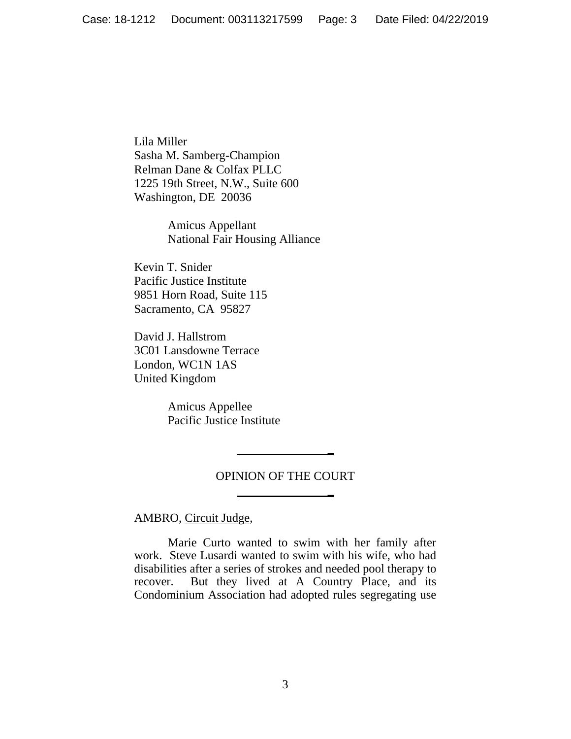Lila Miller
Sasha M. Samberg-Champion
Relman Dane & Colfax PLLC
1225 19th Street, N.W., Suite 600
Washington, DE 20036

Amicus Appellant
National Fair Housing Alliance

Kevin T. Snider
Pacific Justice Institute
9851 Horn Road, Suite 115
Sacramento, CA 95827

David J. Hallstrom
3C01 Lansdowne Terrace
London, WC1N 1AS
United Kingdom

Amicus Appellee
Pacific Justice Institute

---

OPINION OF THE COURT

---

AMBRO, Circuit Judge,

Marie Curto wanted to swim with her family after work. Steve Lusardi wanted to swim with his wife, who had disabilities after a series of strokes and needed pool therapy to recover. But they lived at A Country Place, and its Condominium Association had adopted rules segregating use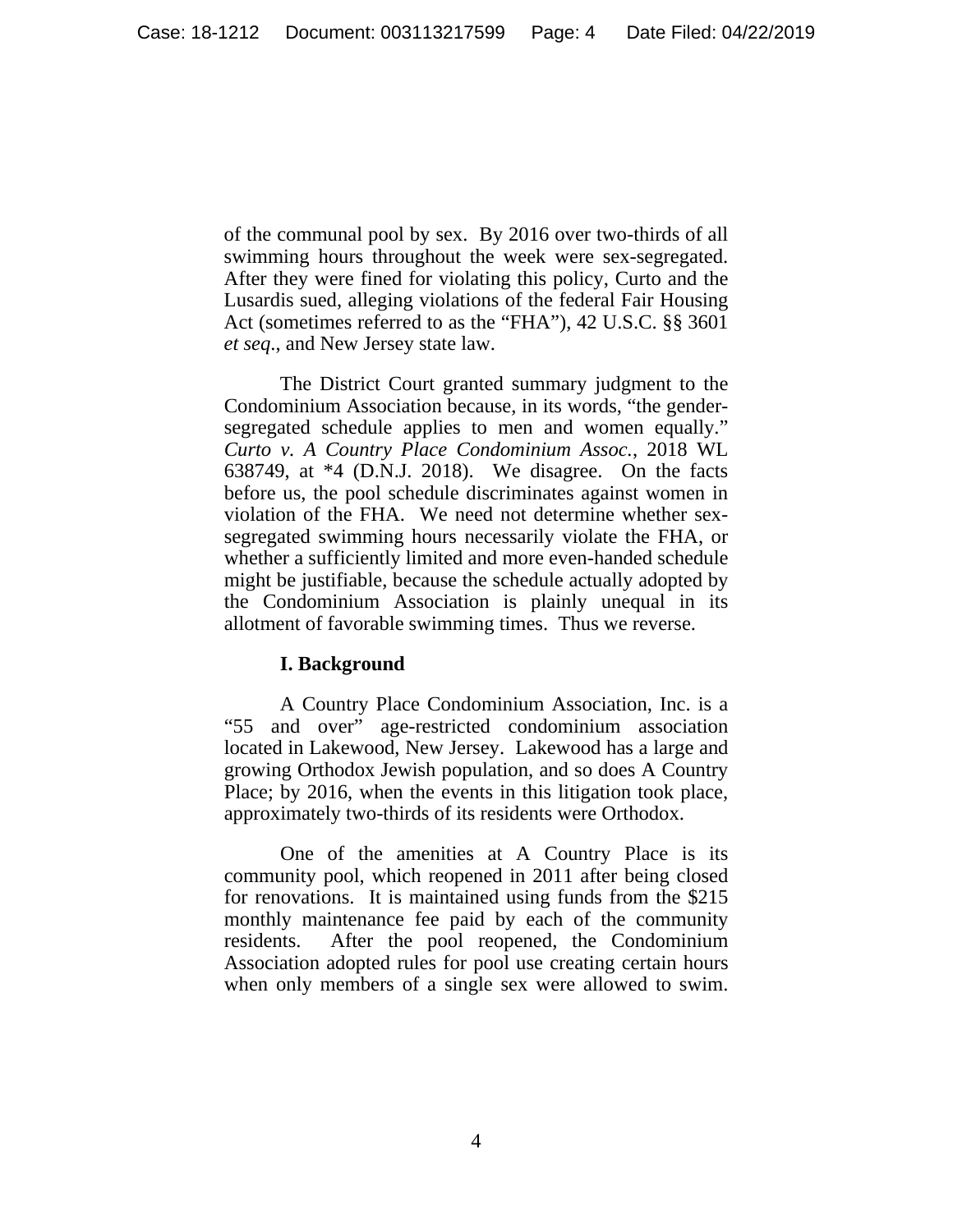of the communal pool by sex. By 2016 over two-thirds of all swimming hours throughout the week were sex-segregated. After they were fined for violating this policy, Curto and the Lusardis sued, alleging violations of the federal Fair Housing Act (sometimes referred to as the "FHA"), 42 U.S.C. §§ 3601 *et seq*., and New Jersey state law.

The District Court granted summary judgment to the Condominium Association because, in its words, "the gender-segregated schedule applies to men and women equally." *Curto v. A Country Place Condominium Assoc.*, 2018 WL 638749, at *4 (D.N.J. 2018). We disagree. On the facts before us, the pool schedule discriminates against women in violation of the FHA. We need not determine whether sex-segregated swimming hours necessarily violate the FHA, or whether a sufficiently limited and more even-handed schedule might be justifiable, because the schedule actually adopted by the Condominium Association is plainly unequal in its allotment of favorable swimming times. Thus we reverse.

## I. Background

A Country Place Condominium Association, Inc. is a "55 and over" age-restricted condominium association located in Lakewood, New Jersey. Lakewood has a large and growing Orthodox Jewish population, and so does A Country Place; by 2016, when the events in this litigation took place, approximately two-thirds of its residents were Orthodox.

One of the amenities at A Country Place is its community pool, which reopened in 2011 after being closed for renovations. It is maintained using funds from the $215 monthly maintenance fee paid by each of the community residents. After the pool reopened, the Condominium Association adopted rules for pool use creating certain hours when only members of a single sex were allowed to swim.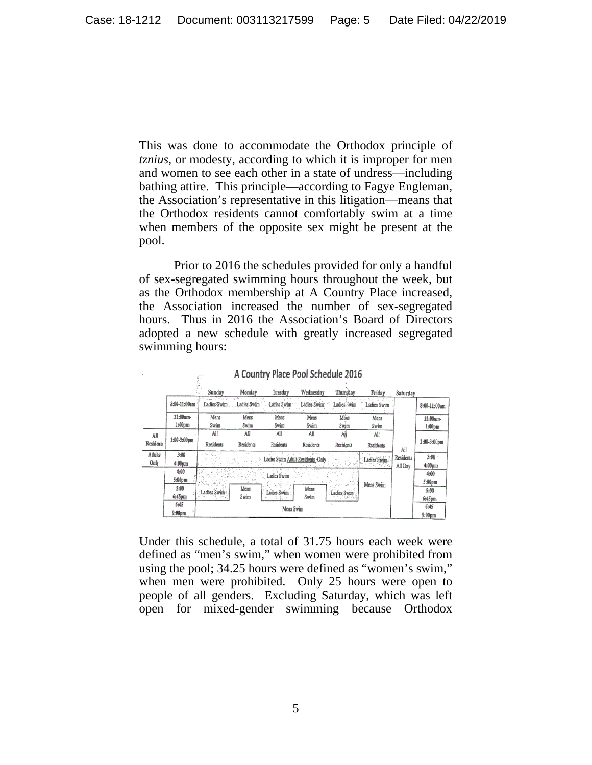This was done to accommodate the Orthodox principle of *tznius*, or modesty, according to which it is improper for men and women to see each other in a state of undress—including bathing attire. This principle—according to Fagye Engleman, the Association's representative in this litigation—means that the Orthodox residents cannot comfortably swim at a time when members of the opposite sex might be present at the pool.

Prior to 2016 the schedules provided for only a handful of sex-segregated swimming hours throughout the week, but as the Orthodox membership at A Country Place increased, the Association increased the number of sex-segregated hours. Thus in 2016 the Association's Board of Directors adopted a new schedule with greatly increased segregated swimming hours:

**A Country Place Pool Schedule 2016**

| | | Sunday | Monday | Tuesday | Wednesday | Thursday | Friday | Saturday | |
|---|---|---|---|---|---|---|---|---|---|
| | 8:00-11:00am | Ladies Swim | Ladies Swim | Ladies Swim | Ladies Swim | Ladies Swim | Ladies Swim | All Residents All Day | 8:00-11:00am |
| | 11:00am-1:00pm | Mens Swim | Mens Swim | Mens Swim | Mens Swim | Mens Swim | Mens Swim | | 11:00am-1:00pm |
| All Residents | 1:00-3:00pm | All Residents | All Residents | All Residents | All Residents | All Residents | All Residents | | 1:00-3:00pm |
| Adults Only | 3:00 4:00pm | Ladies Swim Adult Residents Only | | | | | Ladies Swim | | 3:00 4:00pm |
| | 4:00 5:00pm | Ladies Swim | | | | | Mens Swim | | 4:00 5:00pm |
| | 5:00 6:45pm | Ladies Swim | Mens Swim | Ladies Swim | Mens Swim | Ladies Swim | | | 5:00 6:45pm |
| | 6:45 9:00pm | Mens Swim | | | | | | | 6:45 9:00pm |

Under this schedule, a total of 31.75 hours each week were defined as "men's swim," when women were prohibited from using the pool; 34.25 hours were defined as "women's swim," when men were prohibited. Only 25 hours were open to people of all genders. Excluding Saturday, which was left open for mixed-gender swimming because Orthodox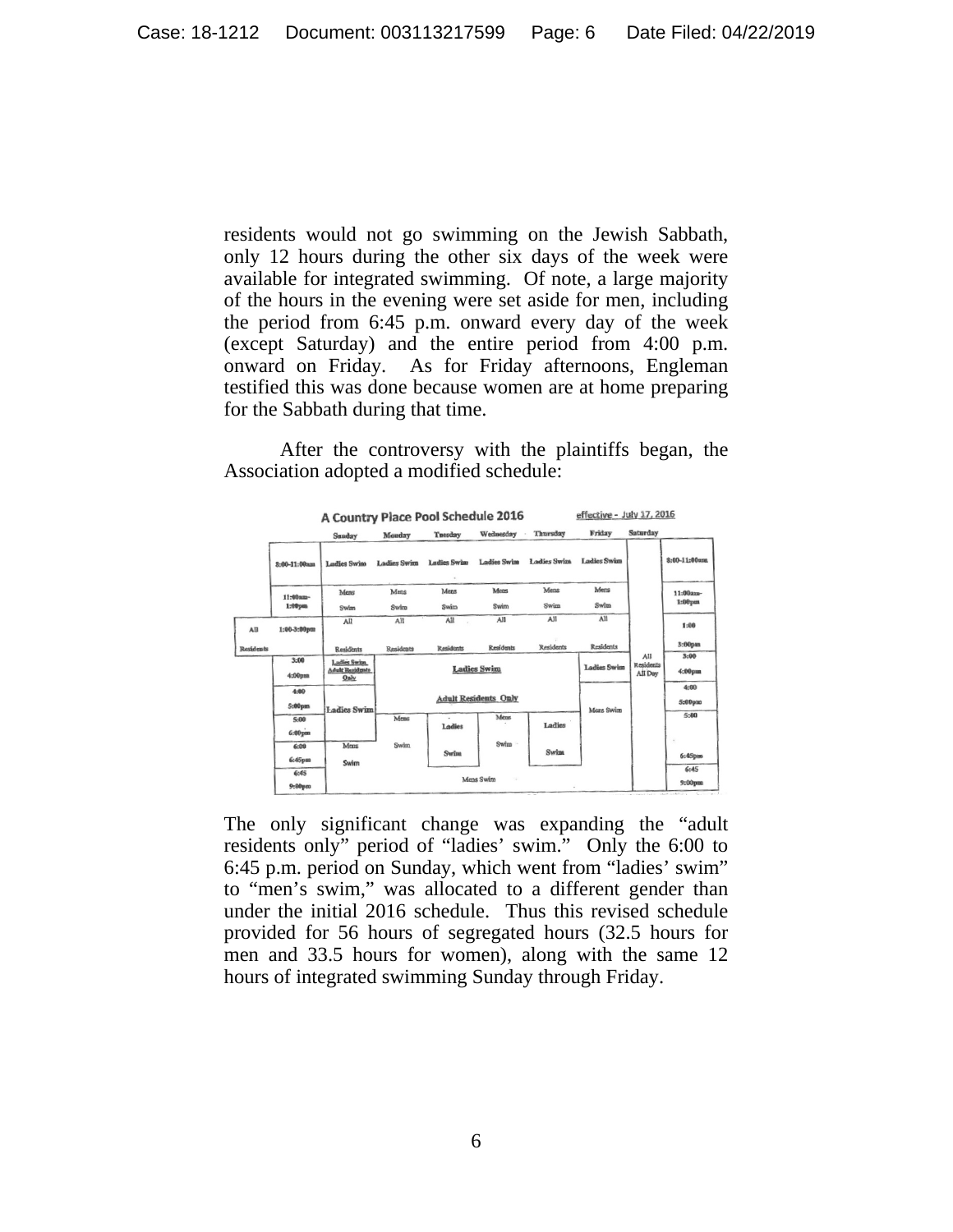residents would not go swimming on the Jewish Sabbath, only 12 hours during the other six days of the week were available for integrated swimming. Of note, a large majority of the hours in the evening were set aside for men, including the period from 6:45 p.m. onward every day of the week (except Saturday) and the entire period from 4:00 p.m. onward on Friday. As for Friday afternoons, Engleman testified this was done because women are at home preparing for the Sabbath during that time.

After the controversy with the plaintiffs began, the Association adopted a modified schedule:

**A Country Place Pool Schedule 2016** effective - July 17, 2016

| | Sunday | Monday | Tuesday | Wednesday | Thursday | Friday | Saturday | |
|---|---|---|---|---|---|---|---|---|
| 8:00-11:00am | Ladies Swim | Ladies Swim | Ladies Swim | Ladies Swim | Ladies Swim | Ladies Swim | All Residents All Day | 8:00-11:00am |
| 11:00am-1:00pm | Mens Swim | Mens Swim | Mens Swim | Mens Swim | Mens Swim | Mens Swim | | 11:00am-1:00pm |
| All Residents 1:00-3:00pm | All Residents | All Residents | All Residents | All Residents | All Residents | All Residents | | 1:00 3:00pm |
| 3:00 4:00pm | Ladies Swim Adult Residents Only | Ladies Swim | | | | Ladies Swim | | 3:00 4:00pm |
| 4:00 5:00pm | Ladies Swim | Adult Residents Only | | | | Mens Swim | | 4:00 5:00pm |
| 5:00 6:00pm | Ladies Swim | Mens Swim | Ladies Swim | Mens Swim | Ladies Swim | Mens Swim | | 5:00 |
| 6:00 6:45pm | Mens Swim | Mens Swim | Ladies Swim | Mens Swim | Ladies Swim | Mens Swim | | 6:45pm |
| 6:45 9:00pm | Mens Swim | Mens Swim | Mens Swim | Mens Swim | Mens Swim | Mens Swim | | 6:45 9:00pm |

The only significant change was expanding the "adult residents only" period of "ladies' swim." Only the 6:00 to 6:45 p.m. period on Sunday, which went from "ladies' swim" to "men's swim," was allocated to a different gender than under the initial 2016 schedule. Thus this revised schedule provided for 56 hours of segregated hours (32.5 hours for men and 33.5 hours for women), along with the same 12 hours of integrated swimming Sunday through Friday.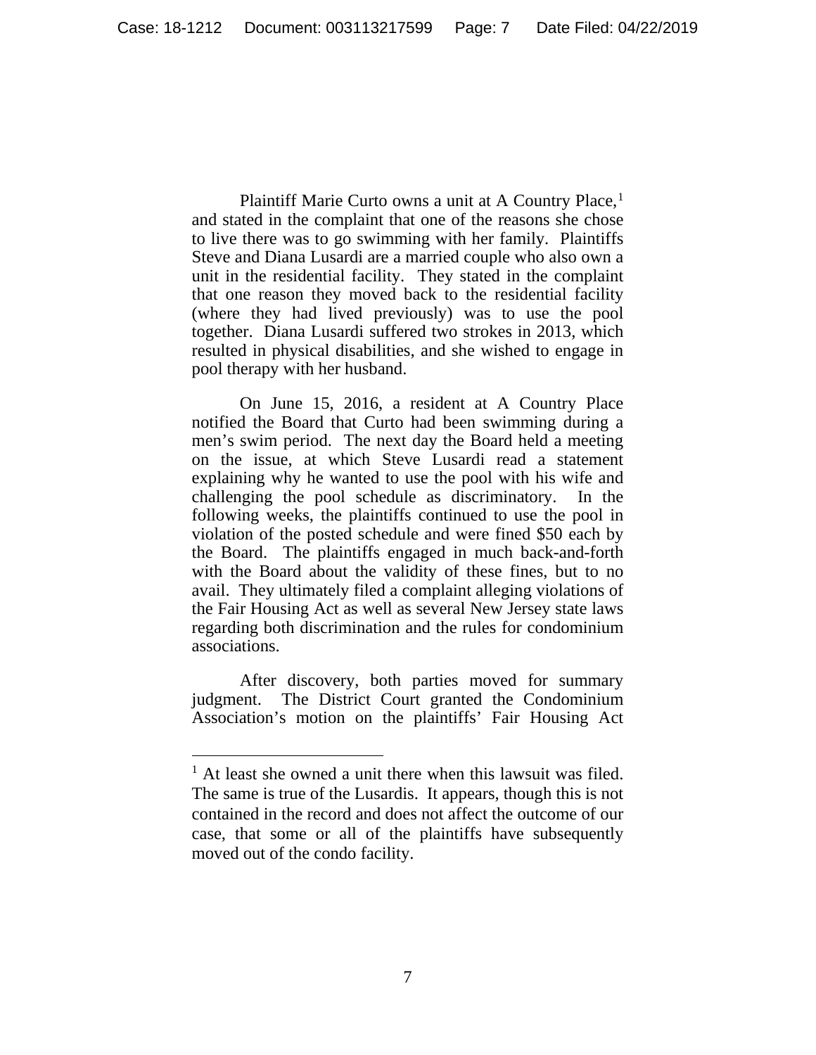Plaintiff Marie Curto owns a unit at A Country Place,[1] and stated in the complaint that one of the reasons she chose to live there was to go swimming with her family. Plaintiffs Steve and Diana Lusardi are a married couple who also own a unit in the residential facility. They stated in the complaint that one reason they moved back to the residential facility (where they had lived previously) was to use the pool together. Diana Lusardi suffered two strokes in 2013, which resulted in physical disabilities, and she wished to engage in pool therapy with her husband.

On June 15, 2016, a resident at A Country Place notified the Board that Curto had been swimming during a men's swim period. The next day the Board held a meeting on the issue, at which Steve Lusardi read a statement explaining why he wanted to use the pool with his wife and challenging the pool schedule as discriminatory. In the following weeks, the plaintiffs continued to use the pool in violation of the posted schedule and were fined $50 each by the Board. The plaintiffs engaged in much back-and-forth with the Board about the validity of these fines, but to no avail. They ultimately filed a complaint alleging violations of the Fair Housing Act as well as several New Jersey state laws regarding both discrimination and the rules for condominium associations.

After discovery, both parties moved for summary judgment. The District Court granted the Condominium Association's motion on the plaintiffs' Fair Housing Act

[1] At least she owned a unit there when this lawsuit was filed. The same is true of the Lusardis. It appears, though this is not contained in the record and does not affect the outcome of our case, that some or all of the plaintiffs have subsequently moved out of the condo facility.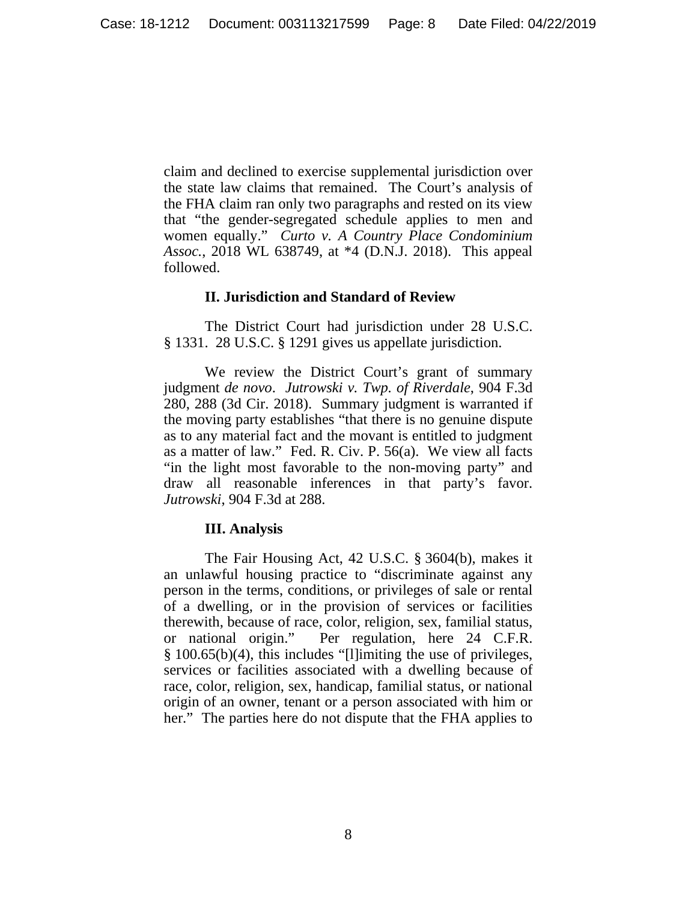claim and declined to exercise supplemental jurisdiction over the state law claims that remained. The Court's analysis of the FHA claim ran only two paragraphs and rested on its view that "the gender-segregated schedule applies to men and women equally." *Curto v. A Country Place Condominium Assoc.*, 2018 WL 638749, at *4 (D.N.J. 2018). This appeal followed.

## II. Jurisdiction and Standard of Review

The District Court had jurisdiction under 28 U.S.C. § 1331. 28 U.S.C. § 1291 gives us appellate jurisdiction.

We review the District Court's grant of summary judgment *de novo*. *Jutrowski v. Twp. of Riverdale*, 904 F.3d 280, 288 (3d Cir. 2018). Summary judgment is warranted if the moving party establishes "that there is no genuine dispute as to any material fact and the movant is entitled to judgment as a matter of law." Fed. R. Civ. P. 56(a). We view all facts "in the light most favorable to the non-moving party" and draw all reasonable inferences in that party's favor. *Jutrowski*, 904 F.3d at 288.

## III. Analysis

The Fair Housing Act, 42 U.S.C. § 3604(b), makes it an unlawful housing practice to "discriminate against any person in the terms, conditions, or privileges of sale or rental of a dwelling, or in the provision of services or facilities therewith, because of race, color, religion, sex, familial status, or national origin." Per regulation, here 24 C.F.R. § 100.65(b)(4), this includes "[l]imiting the use of privileges, services or facilities associated with a dwelling because of race, color, religion, sex, handicap, familial status, or national origin of an owner, tenant or a person associated with him or her." The parties here do not dispute that the FHA applies to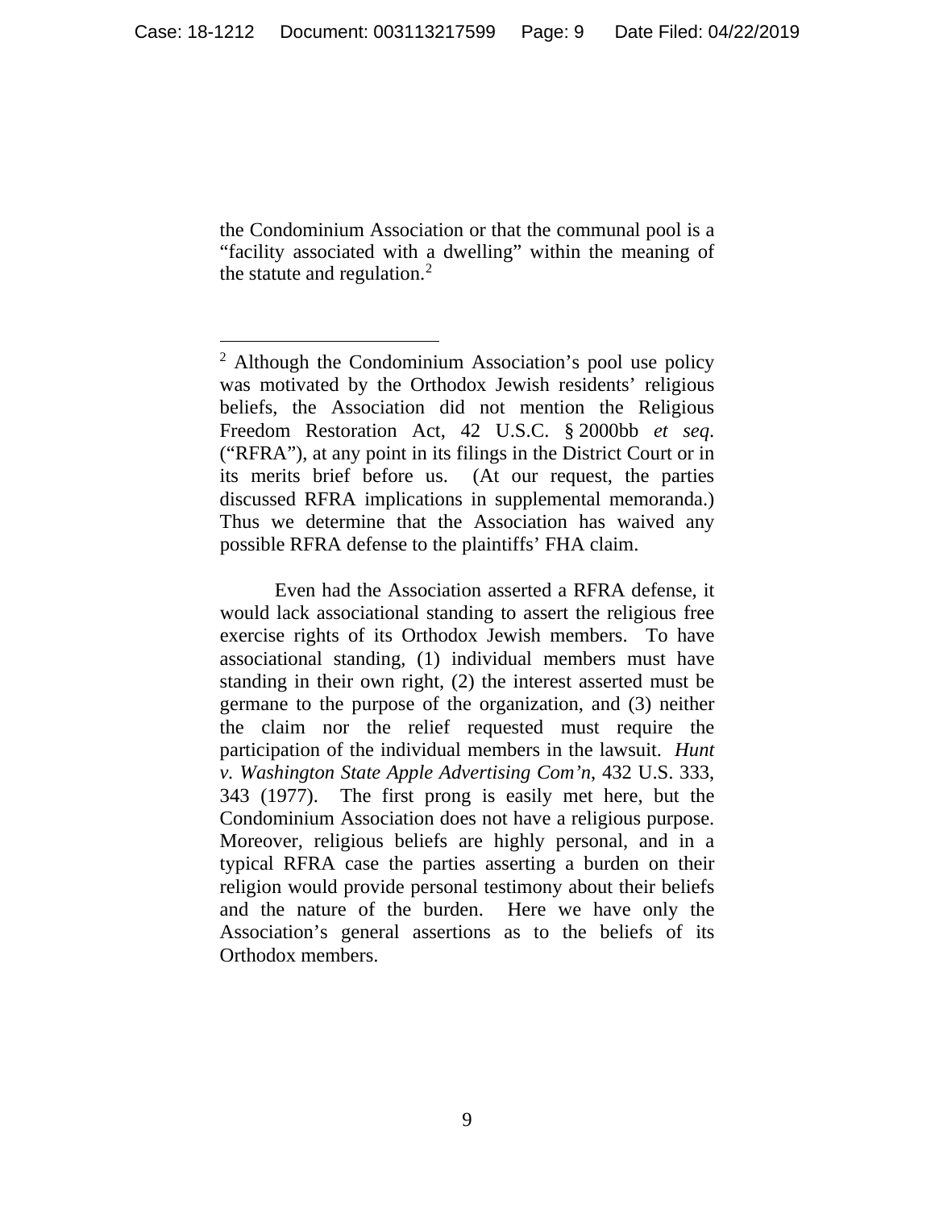the Condominium Association or that the communal pool is a "facility associated with a dwelling" within the meaning of the statute and regulation.[2]

---

[2] Although the Condominium Association's pool use policy was motivated by the Orthodox Jewish residents' religious beliefs, the Association did not mention the Religious Freedom Restoration Act, 42 U.S.C. § 2000bb *et seq*. ("RFRA"), at any point in its filings in the District Court or in its merits brief before us. (At our request, the parties discussed RFRA implications in supplemental memoranda.) Thus we determine that the Association has waived any possible RFRA defense to the plaintiffs' FHA claim.

Even had the Association asserted a RFRA defense, it would lack associational standing to assert the religious free exercise rights of its Orthodox Jewish members. To have associational standing, (1) individual members must have standing in their own right, (2) the interest asserted must be germane to the purpose of the organization, and (3) neither the claim nor the relief requested must require the participation of the individual members in the lawsuit. *Hunt v. Washington State Apple Advertising Com'n*, 432 U.S. 333, 343 (1977). The first prong is easily met here, but the Condominium Association does not have a religious purpose. Moreover, religious beliefs are highly personal, and in a typical RFRA case the parties asserting a burden on their religion would provide personal testimony about their beliefs and the nature of the burden. Here we have only the Association's general assertions as to the beliefs of its Orthodox members.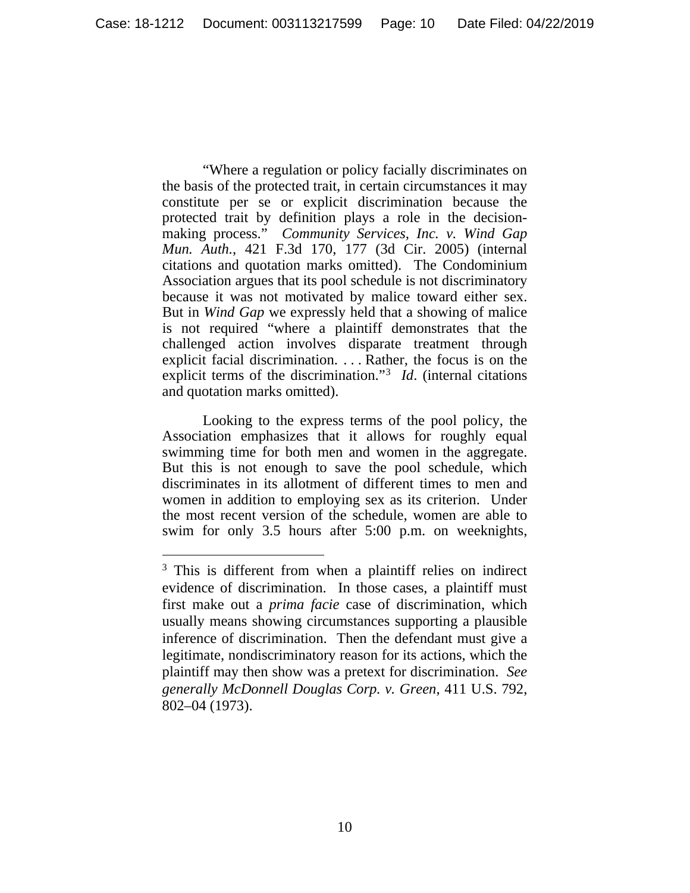"Where a regulation or policy facially discriminates on the basis of the protected trait, in certain circumstances it may constitute per se or explicit discrimination because the protected trait by definition plays a role in the decision-making process." *Community Services, Inc. v. Wind Gap Mun. Auth.*, 421 F.3d 170, 177 (3d Cir. 2005) (internal citations and quotation marks omitted). The Condominium Association argues that its pool schedule is not discriminatory because it was not motivated by malice toward either sex. But in *Wind Gap* we expressly held that a showing of malice is not required "where a plaintiff demonstrates that the challenged action involves disparate treatment through explicit facial discrimination. . . . Rather, the focus is on the explicit terms of the discrimination."[3] *Id*. (internal citations and quotation marks omitted).

Looking to the express terms of the pool policy, the Association emphasizes that it allows for roughly equal swimming time for both men and women in the aggregate. But this is not enough to save the pool schedule, which discriminates in its allotment of different times to men and women in addition to employing sex as its criterion. Under the most recent version of the schedule, women are able to swim for only 3.5 hours after 5:00 p.m. on weeknights,

[3] This is different from when a plaintiff relies on indirect evidence of discrimination. In those cases, a plaintiff must first make out a *prima facie* case of discrimination, which usually means showing circumstances supporting a plausible inference of discrimination. Then the defendant must give a legitimate, nondiscriminatory reason for its actions, which the plaintiff may then show was a pretext for discrimination. *See generally McDonnell Douglas Corp. v. Green*, 411 U.S. 792, 802–04 (1973).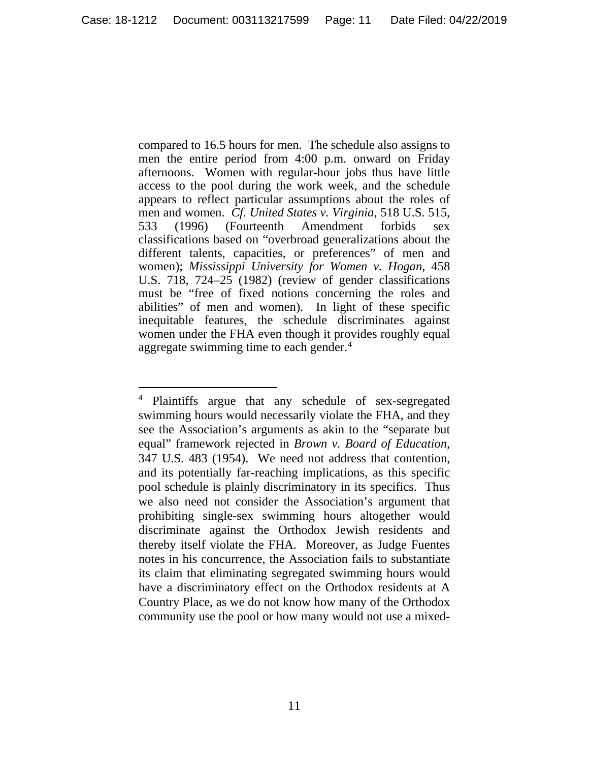compared to 16.5 hours for men. The schedule also assigns to men the entire period from 4:00 p.m. onward on Friday afternoons. Women with regular-hour jobs thus have little access to the pool during the work week, and the schedule appears to reflect particular assumptions about the roles of men and women. *Cf. United States v. Virginia*, 518 U.S. 515, 533 (1996) (Fourteenth Amendment forbids sex classifications based on "overbroad generalizations about the different talents, capacities, or preferences" of men and women); *Mississippi University for Women v. Hogan*, 458 U.S. 718, 724–25 (1982) (review of gender classifications must be "free of fixed notions concerning the roles and abilities" of men and women). In light of these specific inequitable features, the schedule discriminates against women under the FHA even though it provides roughly equal aggregate swimming time to each gender.[4]

---

[4] Plaintiffs argue that any schedule of sex-segregated swimming hours would necessarily violate the FHA, and they see the Association's arguments as akin to the "separate but equal" framework rejected in *Brown v. Board of Education*, 347 U.S. 483 (1954). We need not address that contention, and its potentially far-reaching implications, as this specific pool schedule is plainly discriminatory in its specifics. Thus we also need not consider the Association's argument that prohibiting single-sex swimming hours altogether would discriminate against the Orthodox Jewish residents and thereby itself violate the FHA. Moreover, as Judge Fuentes notes in his concurrence, the Association fails to substantiate its claim that eliminating segregated swimming hours would have a discriminatory effect on the Orthodox residents at A Country Place, as we do not know how many of the Orthodox community use the pool or how many would not use a mixed-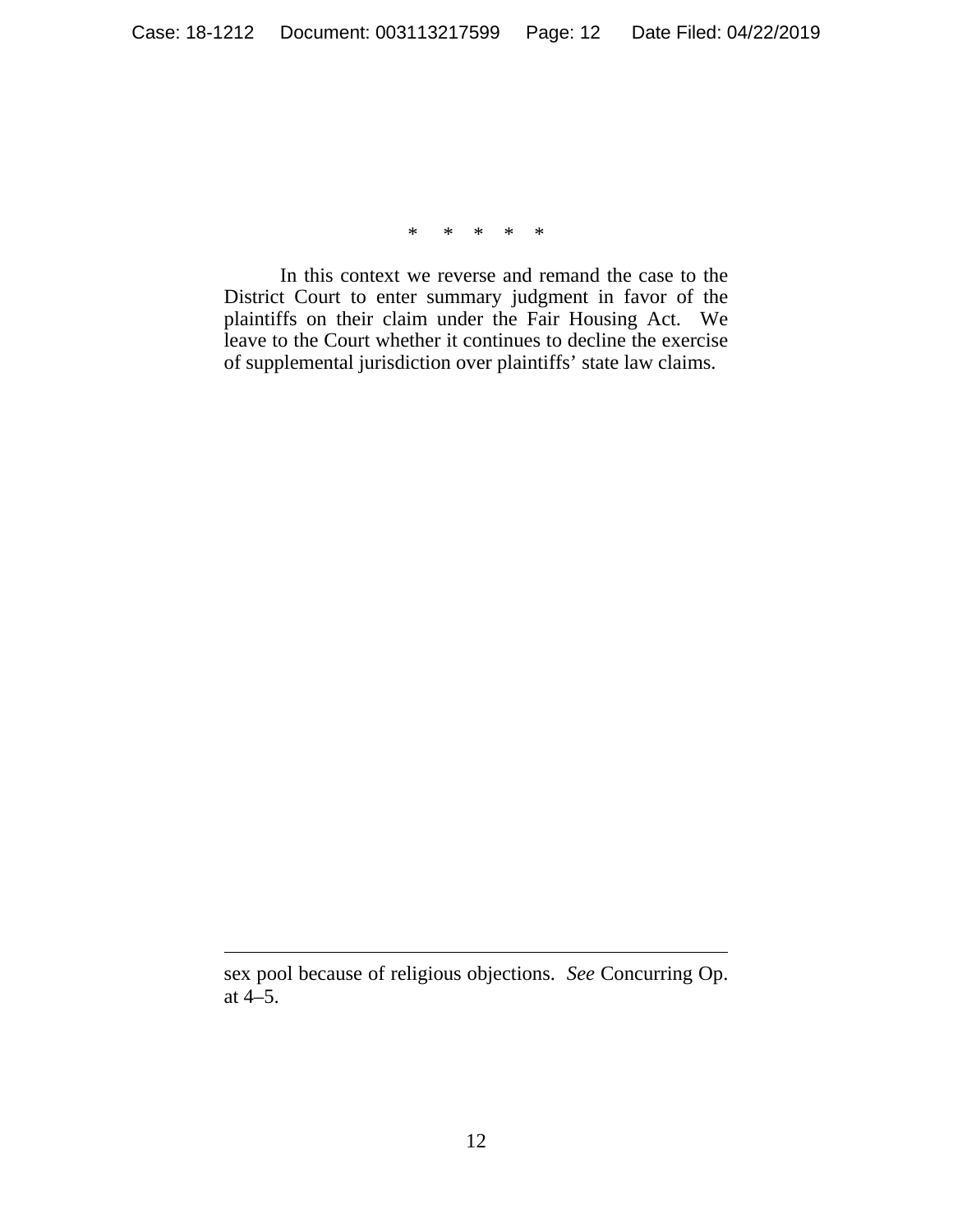\*     \*     \*     \*     \*

In this context we reverse and remand the case to the District Court to enter summary judgment in favor of the plaintiffs on their claim under the Fair Housing Act. We leave to the Court whether it continues to decline the exercise of supplemental jurisdiction over plaintiffs' state law claims.

---

sex pool because of religious objections. *See* Concurring Op. at 4–5.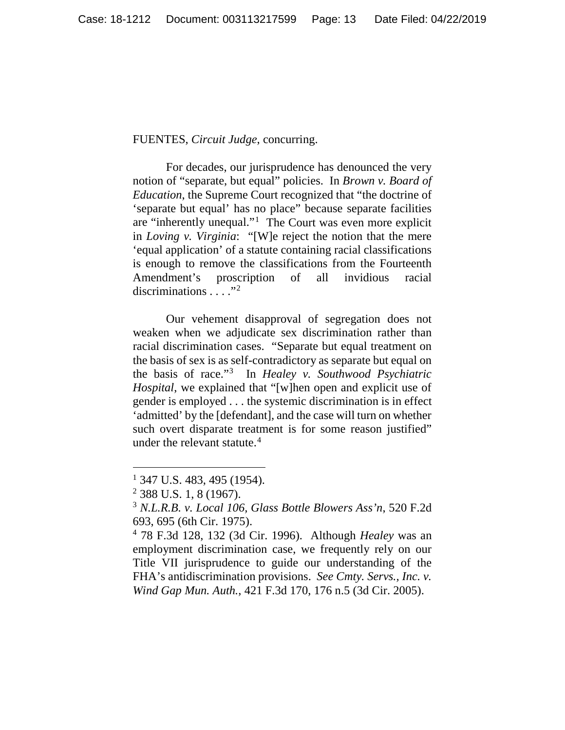FUENTES, *Circuit Judge*, concurring.

For decades, our jurisprudence has denounced the very notion of "separate, but equal" policies. In *Brown v. Board of Education*, the Supreme Court recognized that "the doctrine of 'separate but equal' has no place" because separate facilities are "inherently unequal."[1] The Court was even more explicit in *Loving v. Virginia*: "[W]e reject the notion that the mere 'equal application' of a statute containing racial classifications is enough to remove the classifications from the Fourteenth Amendment's proscription of all invidious racial discriminations . . . ."[2]

Our vehement disapproval of segregation does not weaken when we adjudicate sex discrimination rather than racial discrimination cases. "Separate but equal treatment on the basis of sex is as self-contradictory as separate but equal on the basis of race."[3] In *Healey v. Southwood Psychiatric Hospital*, we explained that "[w]hen open and explicit use of gender is employed . . . the systemic discrimination is in effect 'admitted' by the [defendant], and the case will turn on whether such overt disparate treatment is for some reason justified" under the relevant statute.[4]

---

[1] 347 U.S. 483, 495 (1954).

[2] 388 U.S. 1, 8 (1967).

[3] *N.L.R.B. v. Local 106, Glass Bottle Blowers Ass'n*, 520 F.2d 693, 695 (6th Cir. 1975).

[4] 78 F.3d 128, 132 (3d Cir. 1996). Although *Healey* was an employment discrimination case, we frequently rely on our Title VII jurisprudence to guide our understanding of the FHA's antidiscrimination provisions. *See Cmty. Servs., Inc. v. Wind Gap Mun. Auth.*, 421 F.3d 170, 176 n.5 (3d Cir. 2005).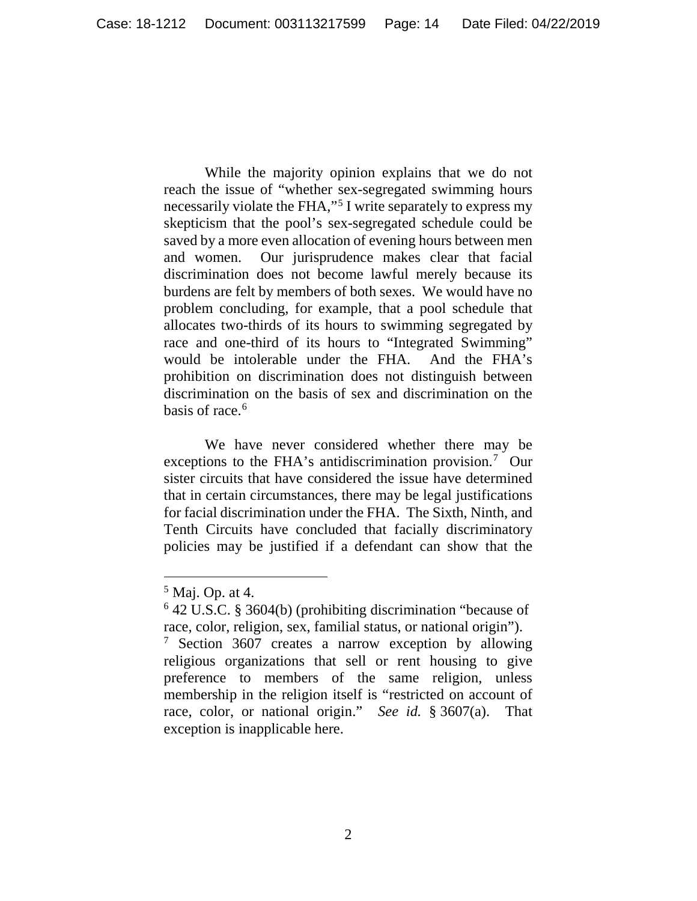While the majority opinion explains that we do not reach the issue of "whether sex-segregated swimming hours necessarily violate the FHA,"[5] I write separately to express my skepticism that the pool's sex-segregated schedule could be saved by a more even allocation of evening hours between men and women. Our jurisprudence makes clear that facial discrimination does not become lawful merely because its burdens are felt by members of both sexes. We would have no problem concluding, for example, that a pool schedule that allocates two-thirds of its hours to swimming segregated by race and one-third of its hours to "Integrated Swimming" would be intolerable under the FHA. And the FHA's prohibition on discrimination does not distinguish between discrimination on the basis of sex and discrimination on the basis of race.[6]

We have never considered whether there may be exceptions to the FHA's antidiscrimination provision.[7] Our sister circuits that have considered the issue have determined that in certain circumstances, there may be legal justifications for facial discrimination under the FHA. The Sixth, Ninth, and Tenth Circuits have concluded that facially discriminatory policies may be justified if a defendant can show that the

---

[5] Maj. Op. at 4.

[6] 42 U.S.C. § 3604(b) (prohibiting discrimination "because of race, color, religion, sex, familial status, or national origin").

[7] Section 3607 creates a narrow exception by allowing religious organizations that sell or rent housing to give preference to members of the same religion, unless membership in the religion itself is "restricted on account of race, color, or national origin." *See id.* § 3607(a). That exception is inapplicable here.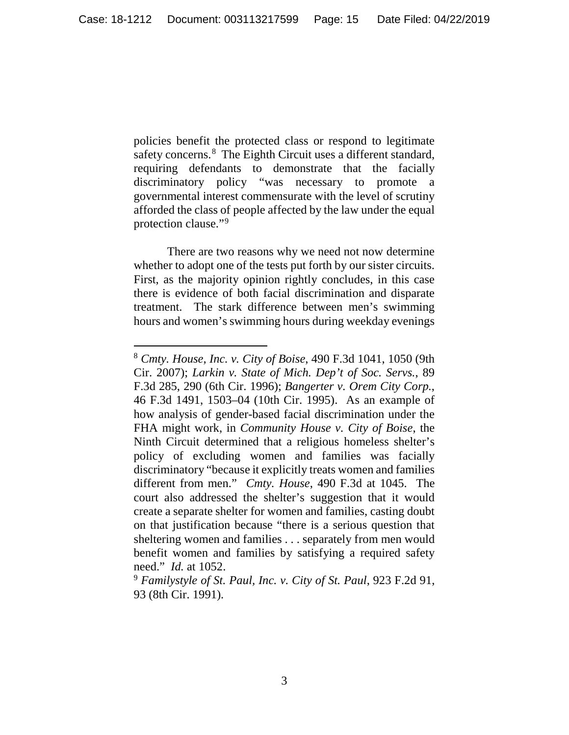policies benefit the protected class or respond to legitimate safety concerns.[8] The Eighth Circuit uses a different standard, requiring defendants to demonstrate that the facially discriminatory policy "was necessary to promote a governmental interest commensurate with the level of scrutiny afforded the class of people affected by the law under the equal protection clause."[9]

There are two reasons why we need not now determine whether to adopt one of the tests put forth by our sister circuits. First, as the majority opinion rightly concludes, in this case there is evidence of both facial discrimination and disparate treatment. The stark difference between men's swimming hours and women's swimming hours during weekday evenings

---

[8] *Cmty. House, Inc. v. City of Boise*, 490 F.3d 1041, 1050 (9th Cir. 2007); *Larkin v. State of Mich. Dep't of Soc. Servs.*, 89 F.3d 285, 290 (6th Cir. 1996); *Bangerter v. Orem City Corp.*, 46 F.3d 1491, 1503–04 (10th Cir. 1995). As an example of how analysis of gender-based facial discrimination under the FHA might work, in *Community House v. City of Boise*, the Ninth Circuit determined that a religious homeless shelter's policy of excluding women and families was facially discriminatory "because it explicitly treats women and families different from men." *Cmty. House*, 490 F.3d at 1045. The court also addressed the shelter's suggestion that it would create a separate shelter for women and families, casting doubt on that justification because "there is a serious question that sheltering women and families . . . separately from men would benefit women and families by satisfying a required safety need." *Id.* at 1052.

[9] *Familystyle of St. Paul, Inc. v. City of St. Paul*, 923 F.2d 91, 93 (8th Cir. 1991).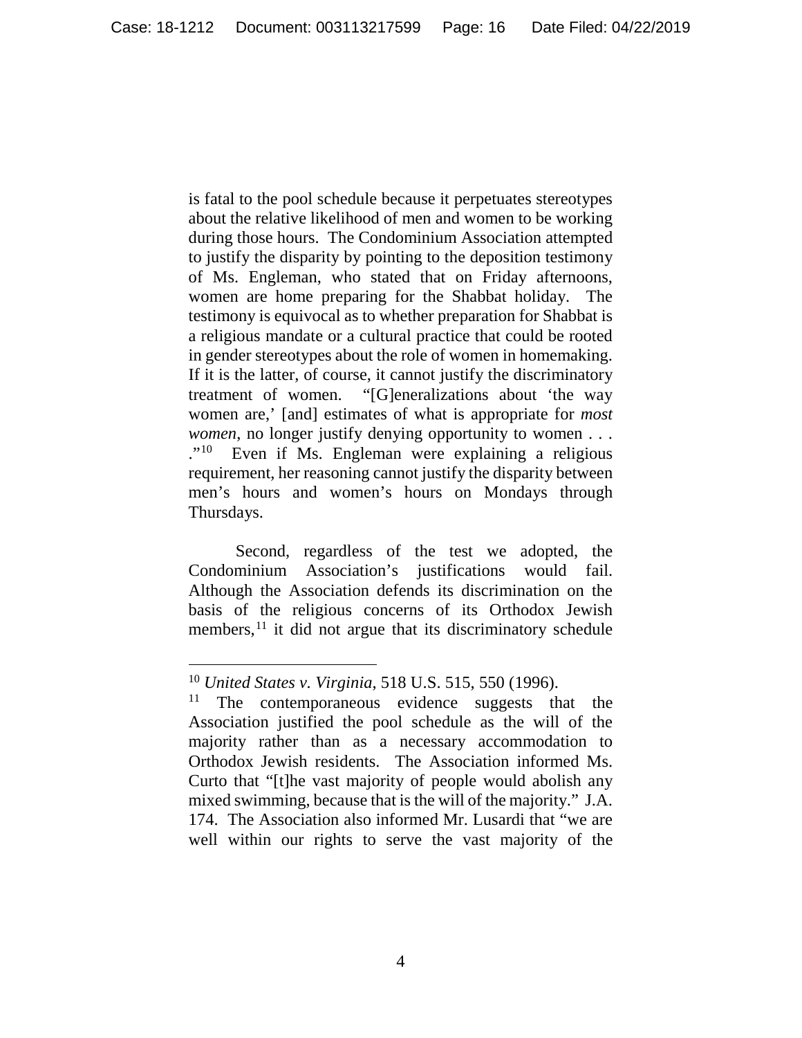is fatal to the pool schedule because it perpetuates stereotypes about the relative likelihood of men and women to be working during those hours. The Condominium Association attempted to justify the disparity by pointing to the deposition testimony of Ms. Engleman, who stated that on Friday afternoons, women are home preparing for the Shabbat holiday. The testimony is equivocal as to whether preparation for Shabbat is a religious mandate or a cultural practice that could be rooted in gender stereotypes about the role of women in homemaking. If it is the latter, of course, it cannot justify the discriminatory treatment of women. "[G]eneralizations about 'the way women are,' [and] estimates of what is appropriate for *most women*, no longer justify denying opportunity to women . . . ."[10] Even if Ms. Engleman were explaining a religious requirement, her reasoning cannot justify the disparity between men's hours and women's hours on Mondays through Thursdays.

Second, regardless of the test we adopted, the Condominium Association's justifications would fail. Although the Association defends its discrimination on the basis of the religious concerns of its Orthodox Jewish members,[11] it did not argue that its discriminatory schedule

---

[10] *United States v. Virginia*, 518 U.S. 515, 550 (1996).

[11] The contemporaneous evidence suggests that the Association justified the pool schedule as the will of the majority rather than as a necessary accommodation to Orthodox Jewish residents. The Association informed Ms. Curto that "[t]he vast majority of people would abolish any mixed swimming, because that is the will of the majority." J.A. 174. The Association also informed Mr. Lusardi that "we are well within our rights to serve the vast majority of the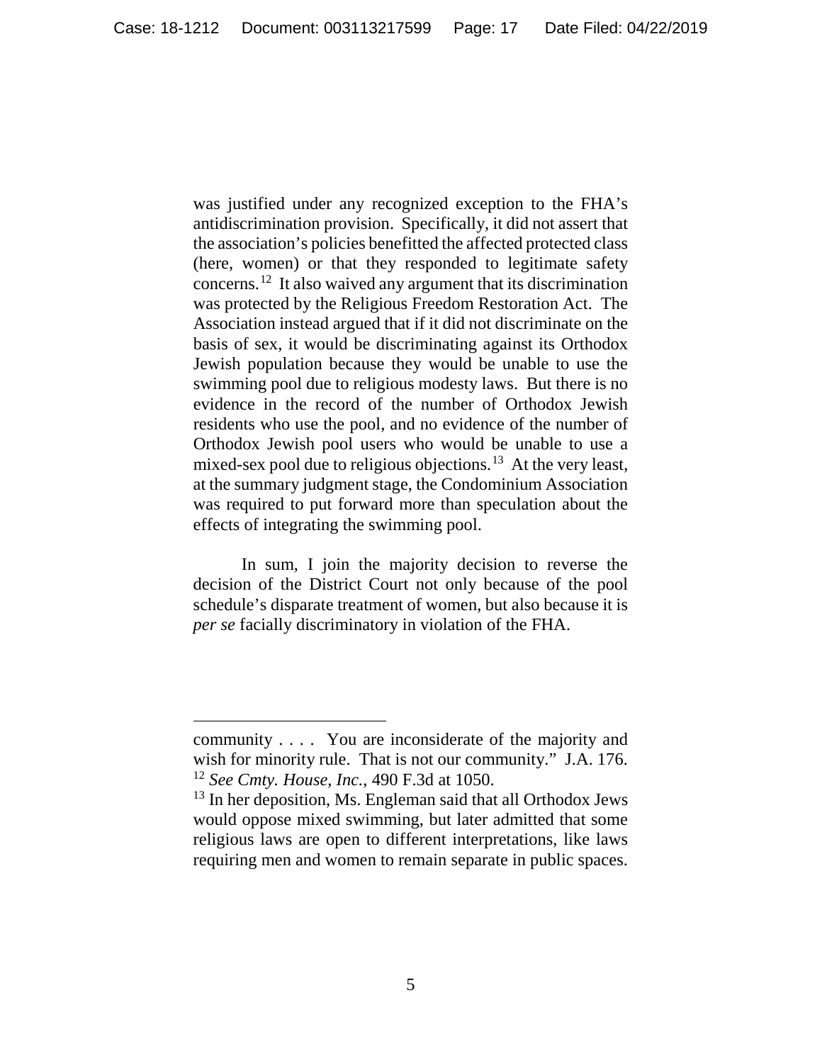was justified under any recognized exception to the FHA's antidiscrimination provision. Specifically, it did not assert that the association's policies benefitted the affected protected class (here, women) or that they responded to legitimate safety concerns.[12] It also waived any argument that its discrimination was protected by the Religious Freedom Restoration Act. The Association instead argued that if it did not discriminate on the basis of sex, it would be discriminating against its Orthodox Jewish population because they would be unable to use the swimming pool due to religious modesty laws. But there is no evidence in the record of the number of Orthodox Jewish residents who use the pool, and no evidence of the number of Orthodox Jewish pool users who would be unable to use a mixed-sex pool due to religious objections.[13] At the very least, at the summary judgment stage, the Condominium Association was required to put forward more than speculation about the effects of integrating the swimming pool.

In sum, I join the majority decision to reverse the decision of the District Court not only because of the pool schedule's disparate treatment of women, but also because it is *per se* facially discriminatory in violation of the FHA.

---

community . . . . You are inconsiderate of the majority and wish for minority rule. That is not our community." J.A. 176.

[12] *See Cmty. House, Inc.*, 490 F.3d at 1050.

[13] In her deposition, Ms. Engleman said that all Orthodox Jews would oppose mixed swimming, but later admitted that some religious laws are open to different interpretations, like laws requiring men and women to remain separate in public spaces.